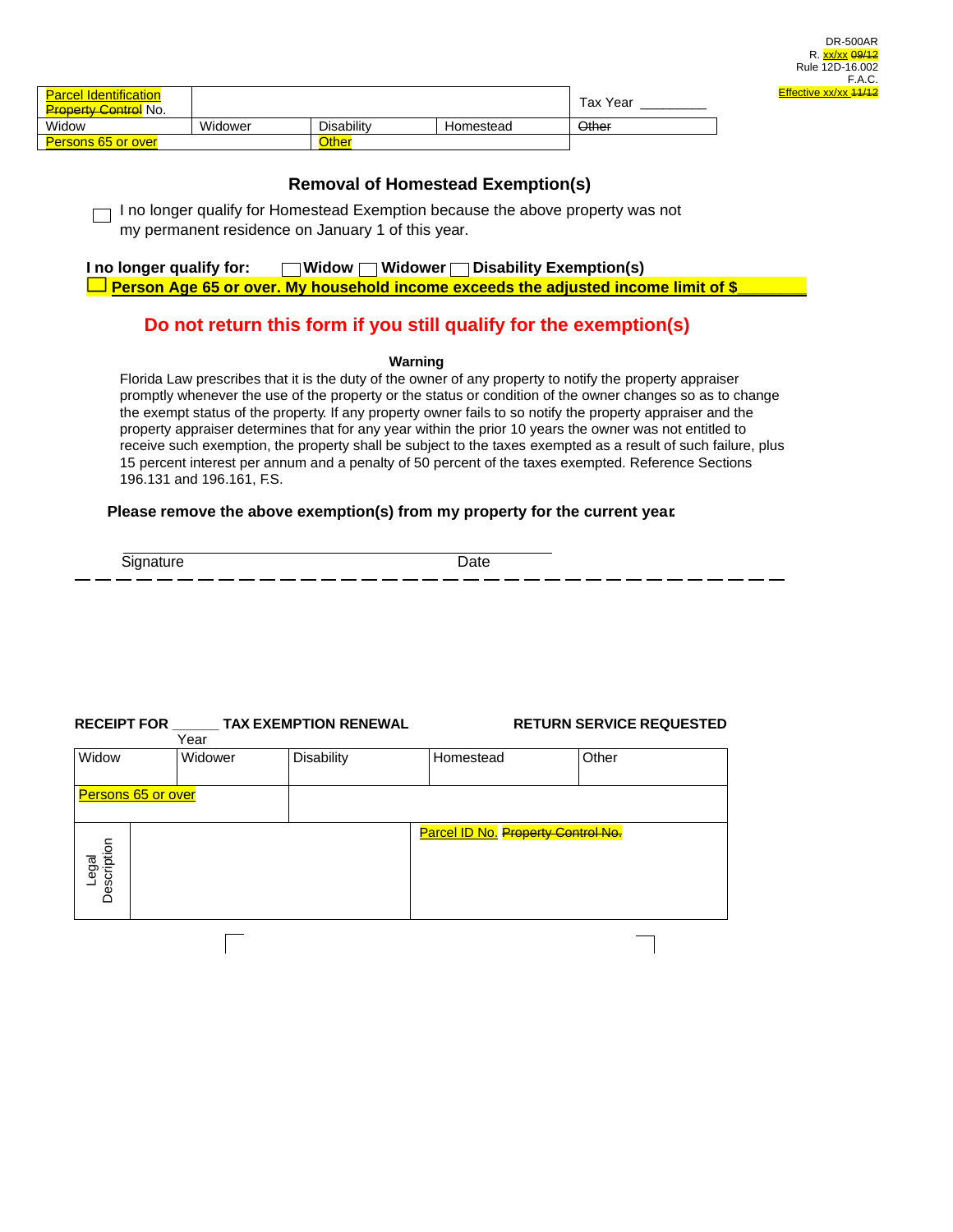DR-500AR
R. xx/xx ~~09/12~~
Rule 12D-16.002
F.A.C.
Effective xx/xx ~~11/12~~

| Parcel Identification ~~Property Control~~ No. | | | | Tax Year _________ |
|---|---|---|---|---|
| Widow | Widower | Disability | Homestead | ~~Other~~ |
| Persons 65 or over | | Other | | |

## Removal of Homestead Exemption(s)

☐ I no longer qualify for Homestead Exemption because the above property was not my permanent residence on January 1 of this year.

**I no longer qualify for:** ☐ **Widow** ☐ **Widower** ☐ **Disability Exemption(s)**
☐ **Person Age 65 or over. My household income exceeds the adjusted income limit of $________**

**Do not return this form if you still qualify for the exemption(s)**

**Warning**

Florida Law prescribes that it is the duty of the owner of any property to notify the property appraiser promptly whenever the use of the property or the status or condition of the owner changes so as to change the exempt status of the property. If any property owner fails to so notify the property appraiser and the property appraiser determines that for any year within the prior 10 years the owner was not entitled to receive such exemption, the property shall be subject to the taxes exempted as a result of such failure, plus 15 percent interest per annum and a penalty of 50 percent of the taxes exempted. Reference Sections 196.131 and 196.161, F.S.

**Please remove the above exemption(s) from my property for the current year.**

_____________________________________________
Signature Date

---

**RECEIPT FOR ______ TAX EXEMPTION RENEWAL** **RETURN SERVICE REQUESTED**
Year

| Widow | Widower | Disability | Homestead | Other |
|---|---|---|---|---|
| Persons 65 or over | | | | |
| Legal Description | | | Parcel ID No. ~~Property Control No.~~ | |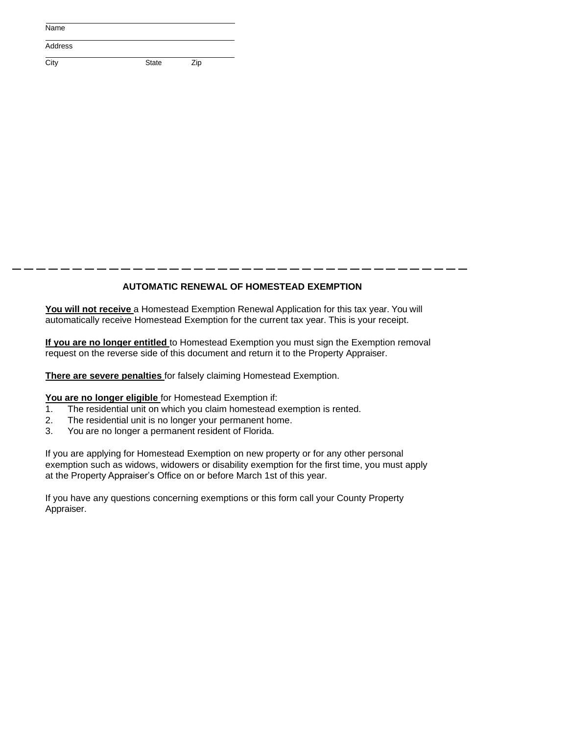Name

Address

City State Zip

---

**AUTOMATIC RENEWAL OF HOMESTEAD EXEMPTION**

**You will not receive** a Homestead Exemption Renewal Application for this tax year. You will automatically receive Homestead Exemption for the current tax year. This is your receipt.

**If you are no longer entitled** to Homestead Exemption you must sign the Exemption removal request on the reverse side of this document and return it to the Property Appraiser.

**There are severe penalties** for falsely claiming Homestead Exemption.

**You are no longer eligible** for Homestead Exemption if:

1. The residential unit on which you claim homestead exemption is rented.
2. The residential unit is no longer your permanent home.
3. You are no longer a permanent resident of Florida.

If you are applying for Homestead Exemption on new property or for any other personal exemption such as widows, widowers or disability exemption for the first time, you must apply at the Property Appraiser's Office on or before March 1st of this year.

If you have any questions concerning exemptions or this form call your County Property Appraiser.